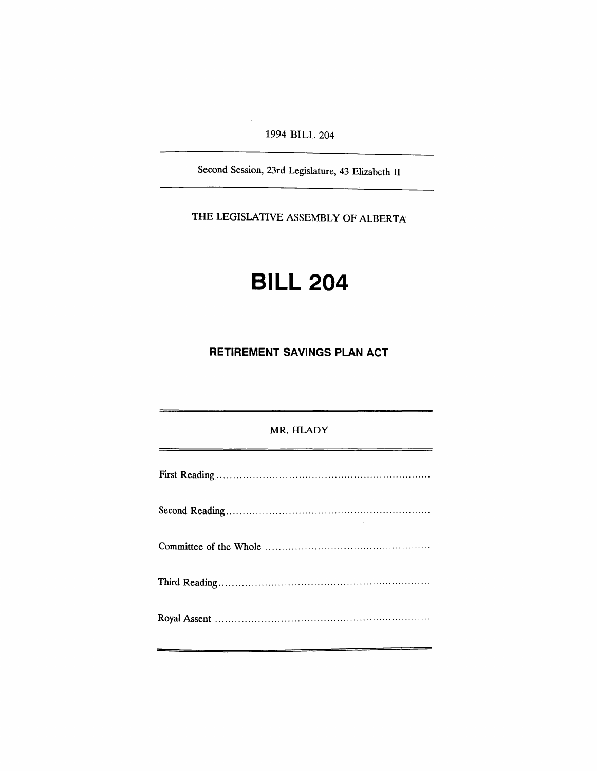1994 BILL 204

---

Second Session, 23rd Legislature, 43 Elizabeth II

---

THE LEGISLATIVE ASSEMBLY OF ALBERTA

# BILL 204

## RETIREMENT SAVINGS PLAN ACT

---

MR. HLADY

---

First Reading ..................................................................

Second Reading ..............................................................

Committee of the Whole ..................................................

Third Reading ................................................................

Royal Assent ..................................................................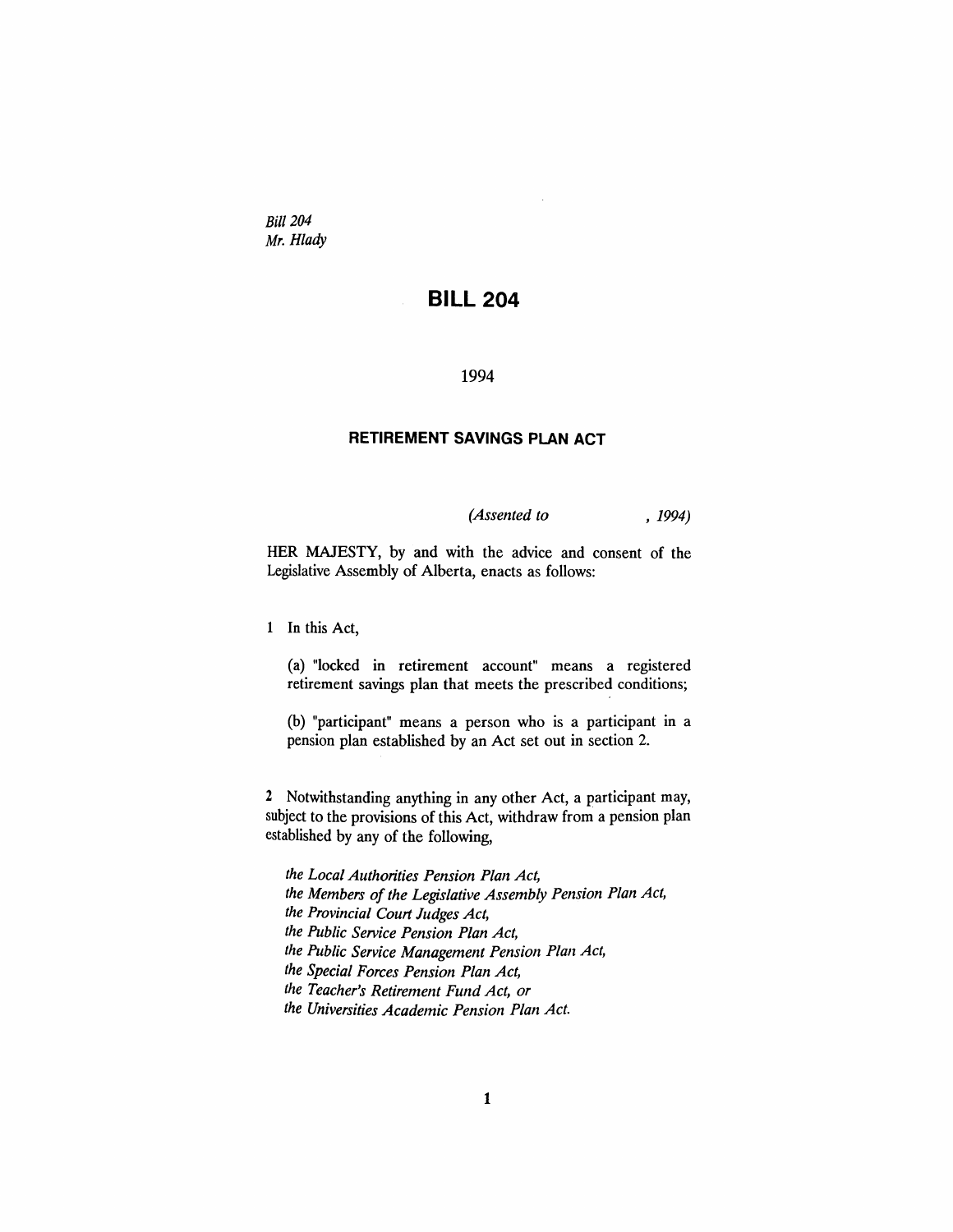*Bill 204*
*Mr. Hlady*

# BILL 204

1994

## RETIREMENT SAVINGS PLAN ACT

*(Assented to , 1994)*

HER MAJESTY, by and with the advice and consent of the Legislative Assembly of Alberta, enacts as follows:

1 In this Act,

(a) "locked in retirement account" means a registered retirement savings plan that meets the prescribed conditions;

(b) "participant" means a person who is a participant in a pension plan established by an Act set out in section 2.

2 Notwithstanding anything in any other Act, a participant may, subject to the provisions of this Act, withdraw from a pension plan established by any of the following,

*the Local Authorities Pension Plan Act,*
*the Members of the Legislative Assembly Pension Plan Act,*
*the Provincial Court Judges Act,*
*the Public Service Pension Plan Act,*
*the Public Service Management Pension Plan Act,*
*the Special Forces Pension Plan Act,*
*the Teacher's Retirement Fund Act, or*
*the Universities Academic Pension Plan Act.*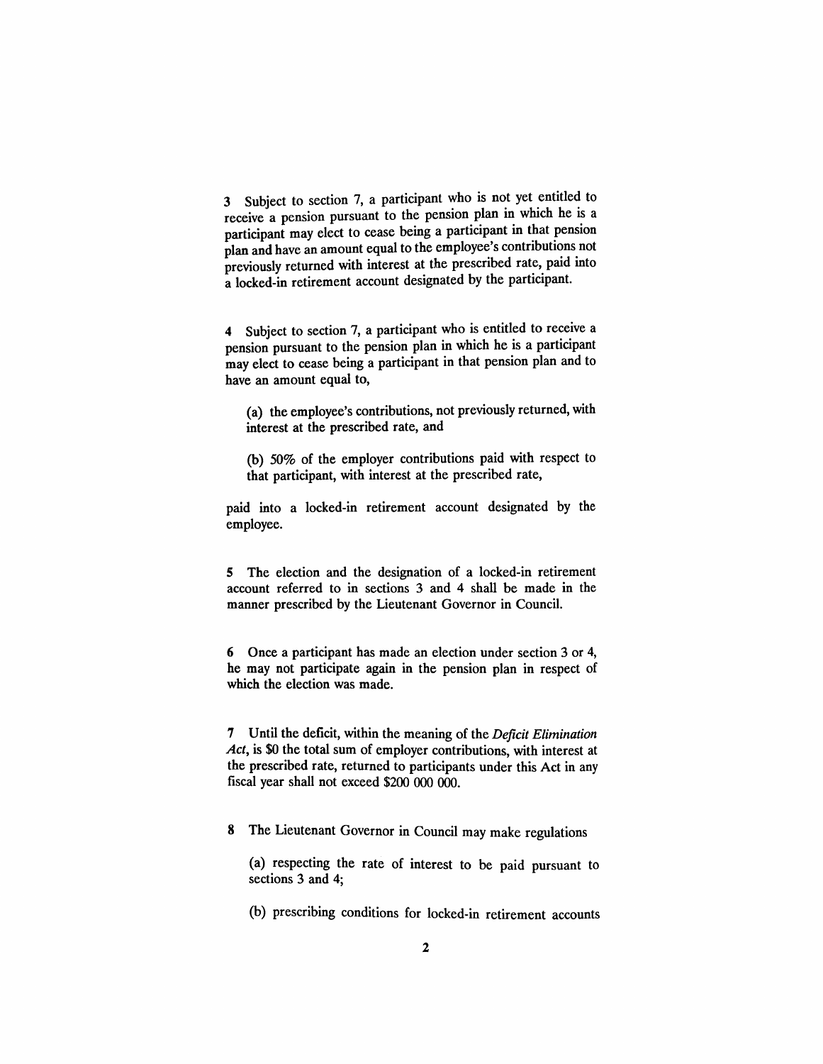3 Subject to section 7, a participant who is not yet entitled to receive a pension pursuant to the pension plan in which he is a participant may elect to cease being a participant in that pension plan and have an amount equal to the employee's contributions not previously returned with interest at the prescribed rate, paid into a locked-in retirement account designated by the participant.

4 Subject to section 7, a participant who is entitled to receive a pension pursuant to the pension plan in which he is a participant may elect to cease being a participant in that pension plan and to have an amount equal to,

(a) the employee's contributions, not previously returned, with interest at the prescribed rate, and

(b) 50% of the employer contributions paid with respect to that participant, with interest at the prescribed rate,

paid into a locked-in retirement account designated by the employee.

5 The election and the designation of a locked-in retirement account referred to in sections 3 and 4 shall be made in the manner prescribed by the Lieutenant Governor in Council.

6 Once a participant has made an election under section 3 or 4, he may not participate again in the pension plan in respect of which the election was made.

7 Until the deficit, within the meaning of the *Deficit Elimination Act*, is $0 the total sum of employer contributions, with interest at the prescribed rate, returned to participants under this Act in any fiscal year shall not exceed $200 000 000.

8 The Lieutenant Governor in Council may make regulations

(a) respecting the rate of interest to be paid pursuant to sections 3 and 4;

(b) prescribing conditions for locked-in retirement accounts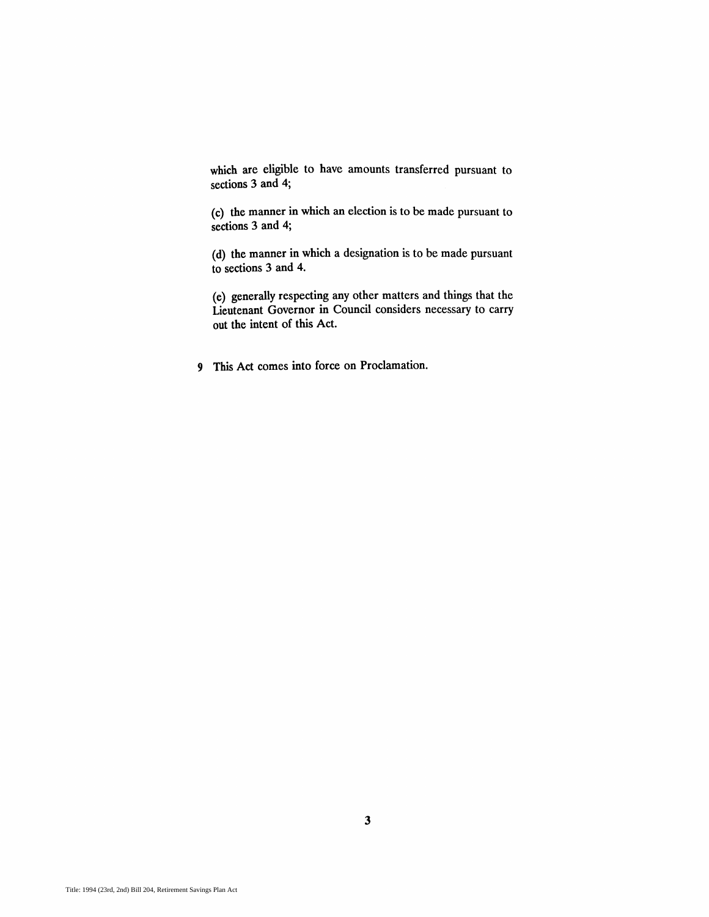which are eligible to have amounts transferred pursuant to sections 3 and 4;

(c) the manner in which an election is to be made pursuant to sections 3 and 4;

(d) the manner in which a designation is to be made pursuant to sections 3 and 4.

(e) generally respecting any other matters and things that the Lieutenant Governor in Council considers necessary to carry out the intent of this Act.

9 This Act comes into force on Proclamation.